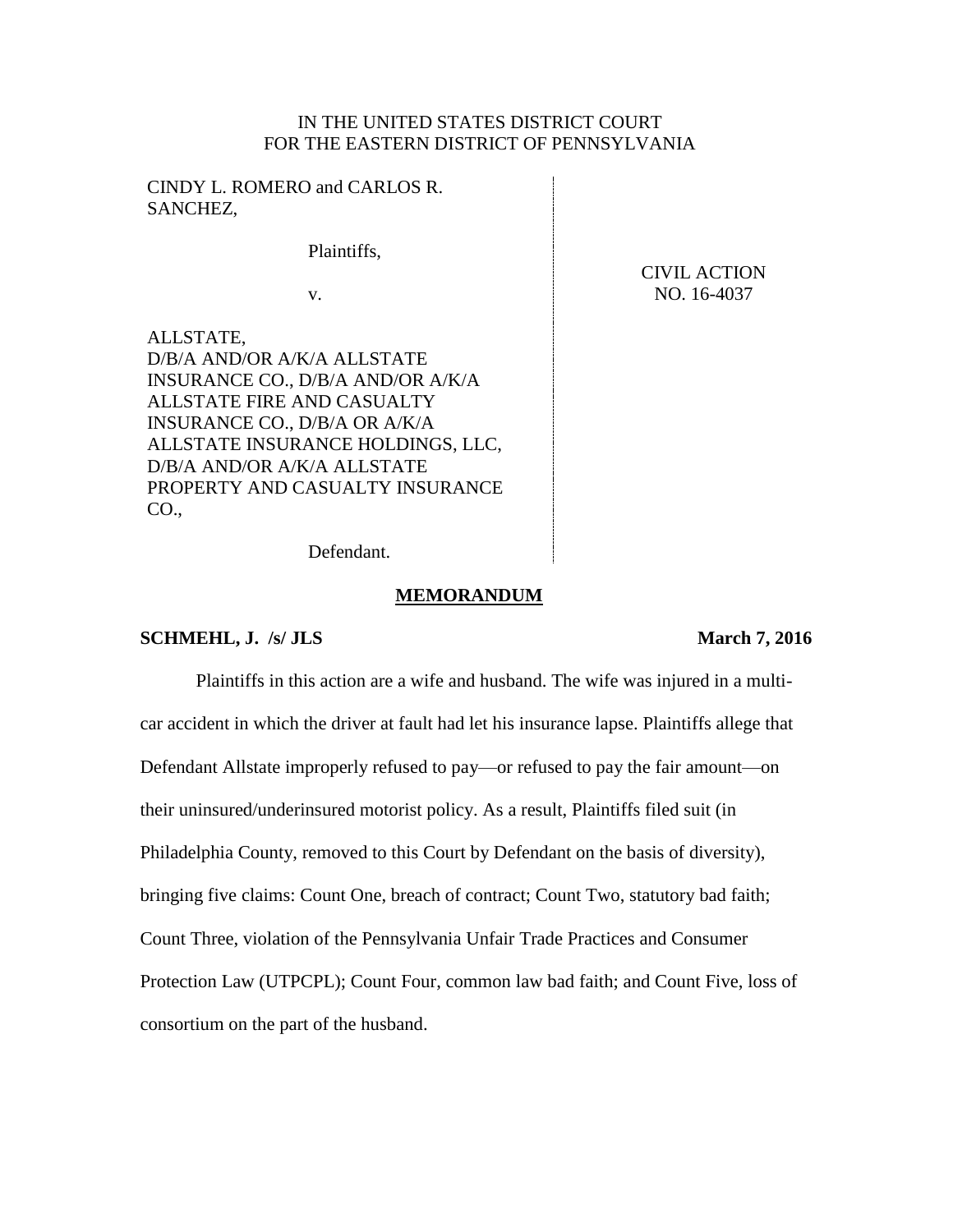IN THE UNITED STATES DISTRICT COURT
FOR THE EASTERN DISTRICT OF PENNSYLVANIA

CINDY L. ROMERO and CARLOS R. SANCHEZ,

Plaintiffs,

v.

ALLSTATE, D/B/A AND/OR A/K/A ALLSTATE INSURANCE CO., D/B/A AND/OR A/K/A ALLSTATE FIRE AND CASUALTY INSURANCE CO., D/B/A OR A/K/A ALLSTATE INSURANCE HOLDINGS, LLC, D/B/A AND/OR A/K/A ALLSTATE PROPERTY AND CASUALTY INSURANCE CO.,

Defendant.

CIVIL ACTION
NO. 16-4037

## MEMORANDUM

**SCHMEHL, J. /s/ JLS** **March 7, 2016**

Plaintiffs in this action are a wife and husband. The wife was injured in a multi-car accident in which the driver at fault had let his insurance lapse. Plaintiffs allege that Defendant Allstate improperly refused to pay—or refused to pay the fair amount—on their uninsured/underinsured motorist policy. As a result, Plaintiffs filed suit (in Philadelphia County, removed to this Court by Defendant on the basis of diversity), bringing five claims: Count One, breach of contract; Count Two, statutory bad faith; Count Three, violation of the Pennsylvania Unfair Trade Practices and Consumer Protection Law (UTPCPL); Count Four, common law bad faith; and Count Five, loss of consortium on the part of the husband.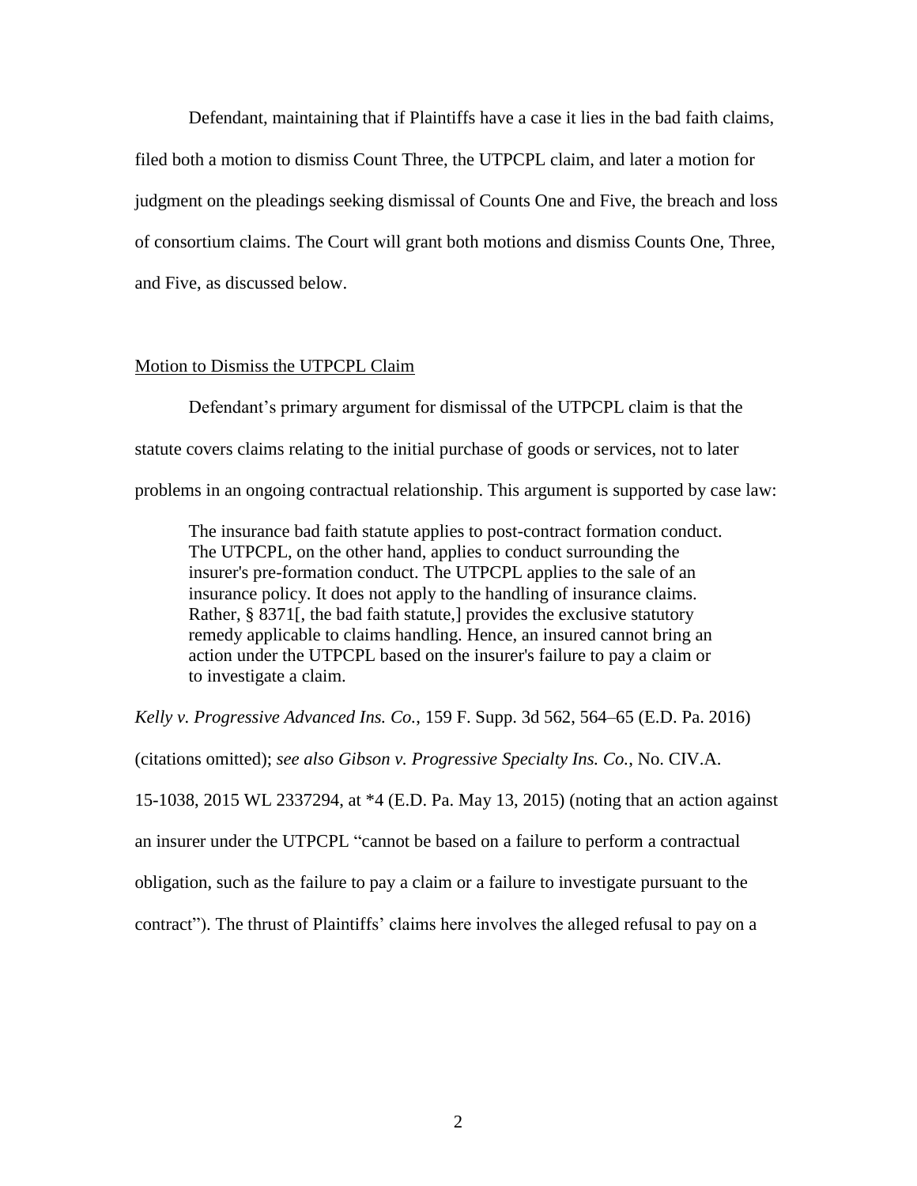Defendant, maintaining that if Plaintiffs have a case it lies in the bad faith claims, filed both a motion to dismiss Count Three, the UTPCPL claim, and later a motion for judgment on the pleadings seeking dismissal of Counts One and Five, the breach and loss of consortium claims. The Court will grant both motions and dismiss Counts One, Three, and Five, as discussed below.

Motion to Dismiss the UTPCPL Claim

Defendant's primary argument for dismissal of the UTPCPL claim is that the statute covers claims relating to the initial purchase of goods or services, not to later problems in an ongoing contractual relationship. This argument is supported by case law:

> The insurance bad faith statute applies to post-contract formation conduct. The UTPCPL, on the other hand, applies to conduct surrounding the insurer's pre-formation conduct. The UTPCPL applies to the sale of an insurance policy. It does not apply to the handling of insurance claims. Rather, § 8371[, the bad faith statute,] provides the exclusive statutory remedy applicable to claims handling. Hence, an insured cannot bring an action under the UTPCPL based on the insurer's failure to pay a claim or to investigate a claim.

*Kelly v. Progressive Advanced Ins. Co.*, 159 F. Supp. 3d 562, 564–65 (E.D. Pa. 2016) (citations omitted); *see also Gibson v. Progressive Specialty Ins. Co.*, No. CIV.A. 15-1038, 2015 WL 2337294, at *4 (E.D. Pa. May 13, 2015) (noting that an action against an insurer under the UTPCPL "cannot be based on a failure to perform a contractual obligation, such as the failure to pay a claim or a failure to investigate pursuant to the contract"). The thrust of Plaintiffs' claims here involves the alleged refusal to pay on a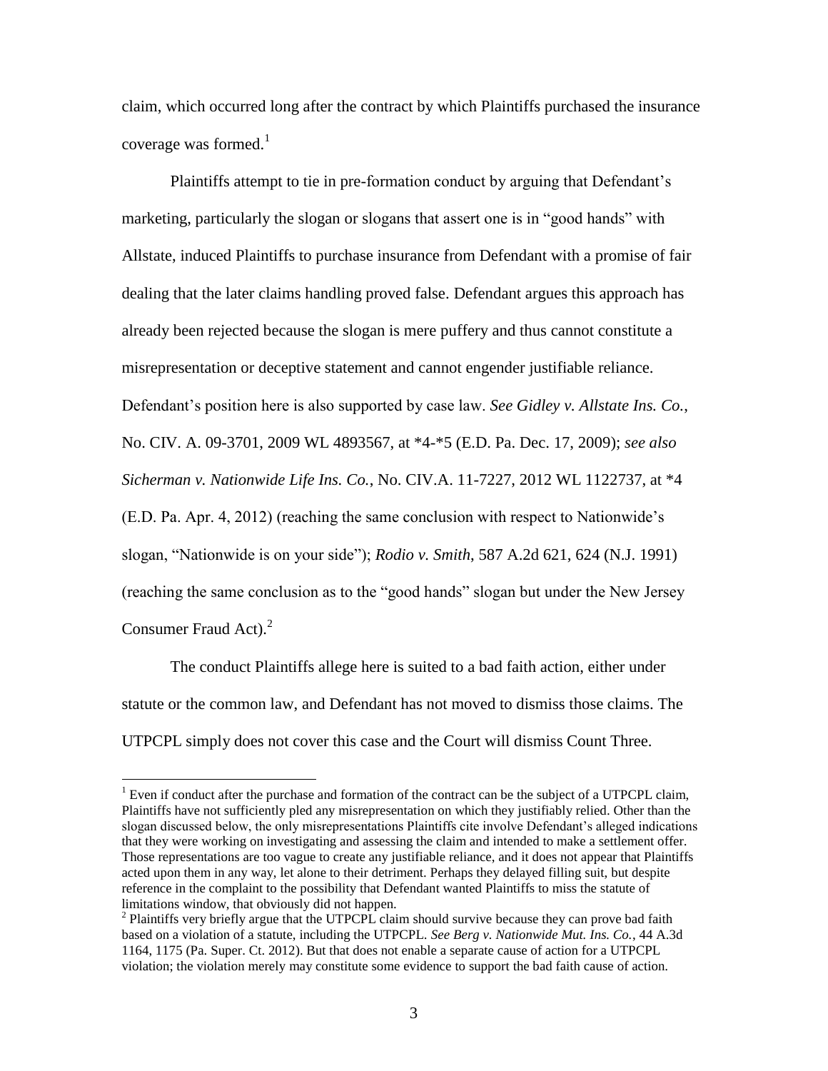claim, which occurred long after the contract by which Plaintiffs purchased the insurance coverage was formed.[1]

Plaintiffs attempt to tie in pre-formation conduct by arguing that Defendant's marketing, particularly the slogan or slogans that assert one is in "good hands" with Allstate, induced Plaintiffs to purchase insurance from Defendant with a promise of fair dealing that the later claims handling proved false. Defendant argues this approach has already been rejected because the slogan is mere puffery and thus cannot constitute a misrepresentation or deceptive statement and cannot engender justifiable reliance. Defendant's position here is also supported by case law. *See Gidley v. Allstate Ins. Co.*, No. CIV. A. 09-3701, 2009 WL 4893567, at *4-*5 (E.D. Pa. Dec. 17, 2009); *see also Sicherman v. Nationwide Life Ins. Co.*, No. CIV.A. 11-7227, 2012 WL 1122737, at *4 (E.D. Pa. Apr. 4, 2012) (reaching the same conclusion with respect to Nationwide's slogan, "Nationwide is on your side"); *Rodio v. Smith*, 587 A.2d 621, 624 (N.J. 1991) (reaching the same conclusion as to the "good hands" slogan but under the New Jersey Consumer Fraud Act).[2]

The conduct Plaintiffs allege here is suited to a bad faith action, either under statute or the common law, and Defendant has not moved to dismiss those claims. The UTPCPL simply does not cover this case and the Court will dismiss Count Three.

---

[1] Even if conduct after the purchase and formation of the contract can be the subject of a UTPCPL claim, Plaintiffs have not sufficiently pled any misrepresentation on which they justifiably relied. Other than the slogan discussed below, the only misrepresentations Plaintiffs cite involve Defendant's alleged indications that they were working on investigating and assessing the claim and intended to make a settlement offer. Those representations are too vague to create any justifiable reliance, and it does not appear that Plaintiffs acted upon them in any way, let alone to their detriment. Perhaps they delayed filling suit, but despite reference in the complaint to the possibility that Defendant wanted Plaintiffs to miss the statute of limitations window, that obviously did not happen.

[2] Plaintiffs very briefly argue that the UTPCPL claim should survive because they can prove bad faith based on a violation of a statute, including the UTPCPL. *See Berg v. Nationwide Mut. Ins. Co.*, 44 A.3d 1164, 1175 (Pa. Super. Ct. 2012). But that does not enable a separate cause of action for a UTPCPL violation; the violation merely may constitute some evidence to support the bad faith cause of action.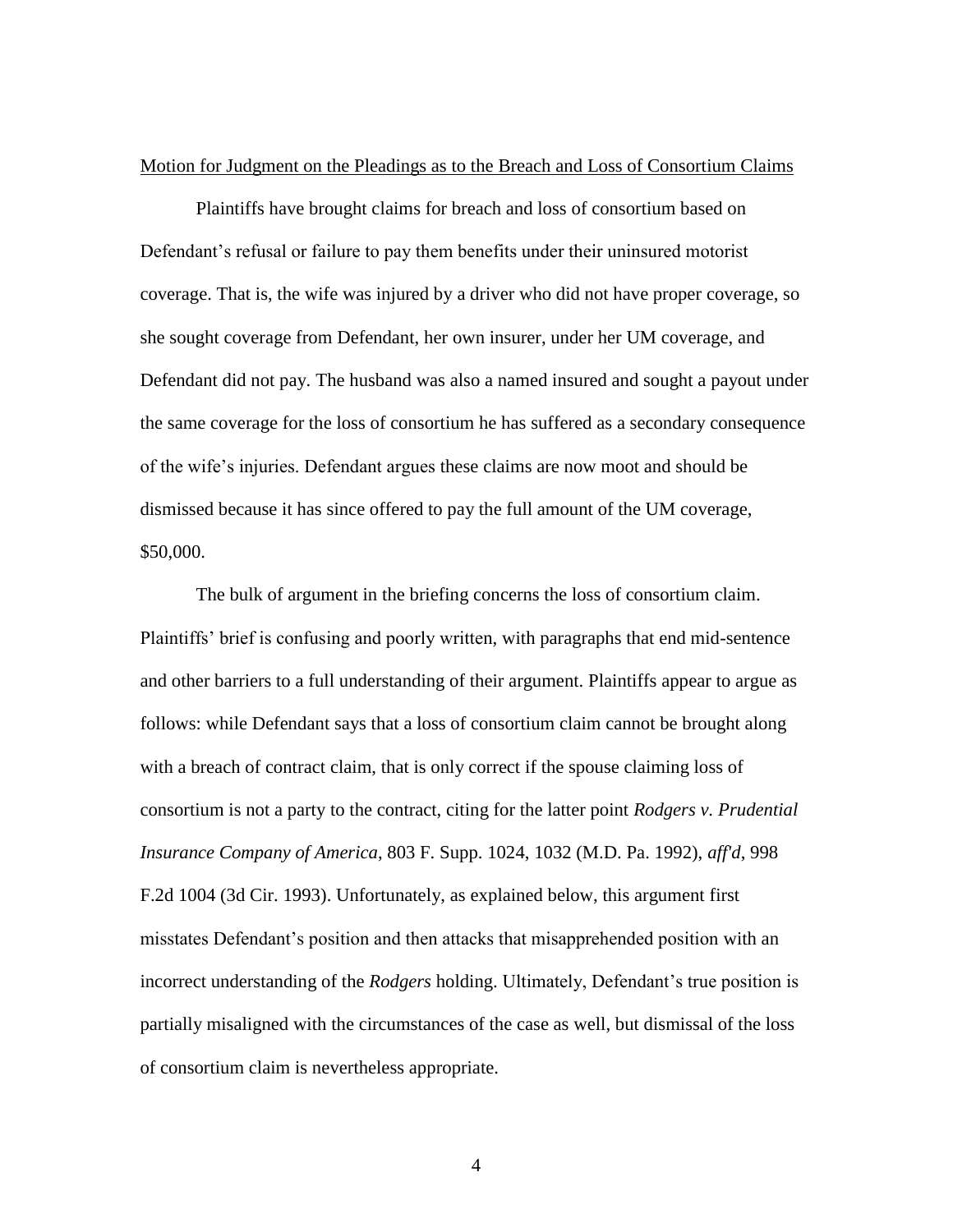Motion for Judgment on the Pleadings as to the Breach and Loss of Consortium Claims

Plaintiffs have brought claims for breach and loss of consortium based on Defendant's refusal or failure to pay them benefits under their uninsured motorist coverage. That is, the wife was injured by a driver who did not have proper coverage, so she sought coverage from Defendant, her own insurer, under her UM coverage, and Defendant did not pay. The husband was also a named insured and sought a payout under the same coverage for the loss of consortium he has suffered as a secondary consequence of the wife's injuries. Defendant argues these claims are now moot and should be dismissed because it has since offered to pay the full amount of the UM coverage, $50,000.

The bulk of argument in the briefing concerns the loss of consortium claim. Plaintiffs' brief is confusing and poorly written, with paragraphs that end mid-sentence and other barriers to a full understanding of their argument. Plaintiffs appear to argue as follows: while Defendant says that a loss of consortium claim cannot be brought along with a breach of contract claim, that is only correct if the spouse claiming loss of consortium is not a party to the contract, citing for the latter point *Rodgers v. Prudential Insurance Company of America*, 803 F. Supp. 1024, 1032 (M.D. Pa. 1992), *aff'd*, 998 F.2d 1004 (3d Cir. 1993). Unfortunately, as explained below, this argument first misstates Defendant's position and then attacks that misapprehended position with an incorrect understanding of the *Rodgers* holding. Ultimately, Defendant's true position is partially misaligned with the circumstances of the case as well, but dismissal of the loss of consortium claim is nevertheless appropriate.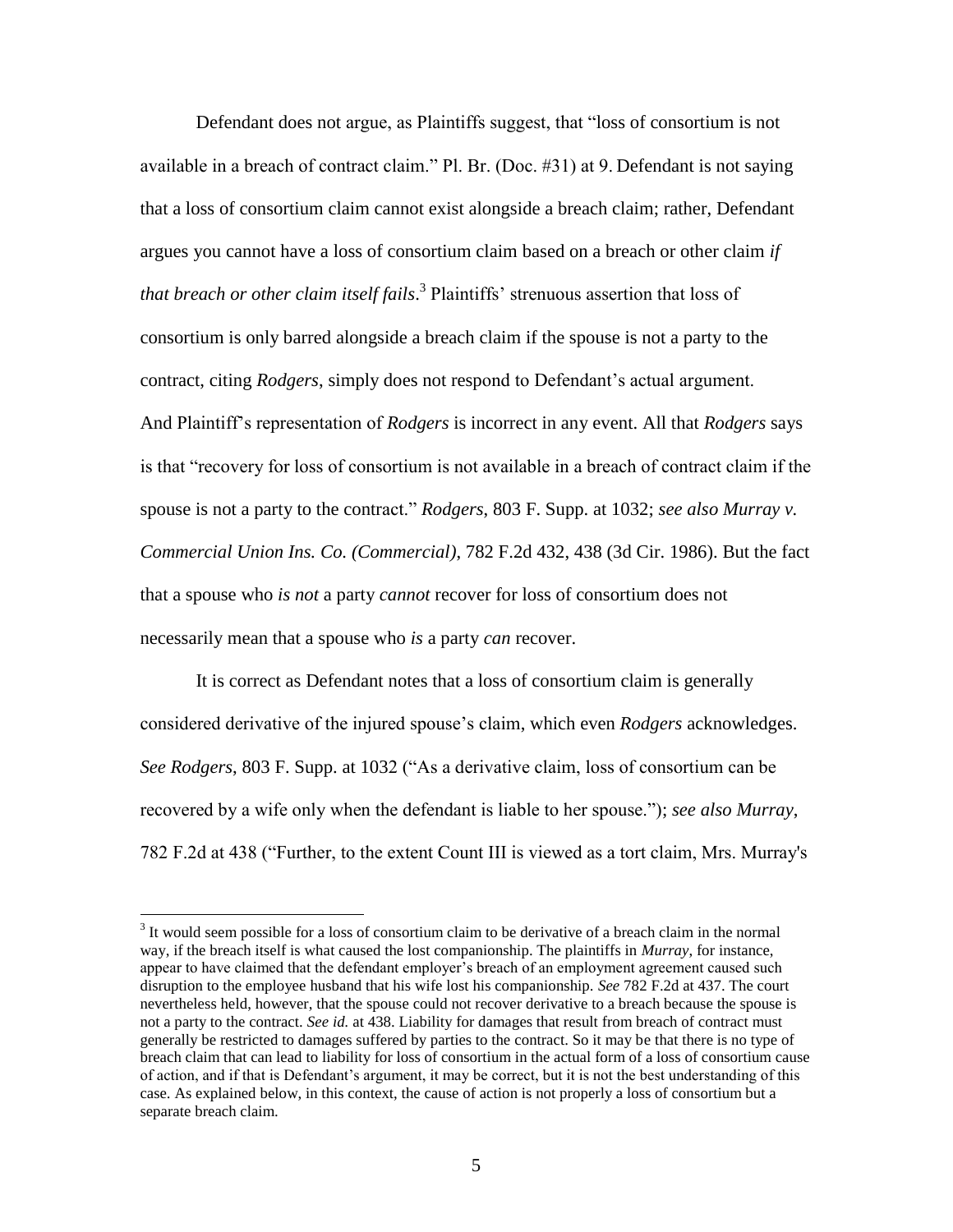Defendant does not argue, as Plaintiffs suggest, that "loss of consortium is not available in a breach of contract claim." Pl. Br. (Doc. #31) at 9. Defendant is not saying that a loss of consortium claim cannot exist alongside a breach claim; rather, Defendant argues you cannot have a loss of consortium claim based on a breach or other claim *if that breach or other claim itself fails*.[3] Plaintiffs' strenuous assertion that loss of consortium is only barred alongside a breach claim if the spouse is not a party to the contract, citing *Rodgers*, simply does not respond to Defendant's actual argument. And Plaintiff's representation of *Rodgers* is incorrect in any event. All that *Rodgers* says is that "recovery for loss of consortium is not available in a breach of contract claim if the spouse is not a party to the contract." *Rodgers*, 803 F. Supp. at 1032; *see also Murray v. Commercial Union Ins. Co. (Commercial)*, 782 F.2d 432, 438 (3d Cir. 1986). But the fact that a spouse who *is not* a party *cannot* recover for loss of consortium does not necessarily mean that a spouse who *is* a party *can* recover.

It is correct as Defendant notes that a loss of consortium claim is generally considered derivative of the injured spouse's claim, which even *Rodgers* acknowledges. *See Rodgers*, 803 F. Supp. at 1032 ("As a derivative claim, loss of consortium can be recovered by a wife only when the defendant is liable to her spouse."); *see also Murray*, 782 F.2d at 438 ("Further, to the extent Count III is viewed as a tort claim, Mrs. Murray's

---

[3] It would seem possible for a loss of consortium claim to be derivative of a breach claim in the normal way, if the breach itself is what caused the lost companionship. The plaintiffs in *Murray*, for instance, appear to have claimed that the defendant employer's breach of an employment agreement caused such disruption to the employee husband that his wife lost his companionship. *See* 782 F.2d at 437. The court nevertheless held, however, that the spouse could not recover derivative to a breach because the spouse is not a party to the contract. *See id.* at 438. Liability for damages that result from breach of contract must generally be restricted to damages suffered by parties to the contract. So it may be that there is no type of breach claim that can lead to liability for loss of consortium in the actual form of a loss of consortium cause of action, and if that is Defendant's argument, it may be correct, but it is not the best understanding of this case. As explained below, in this context, the cause of action is not properly a loss of consortium but a separate breach claim.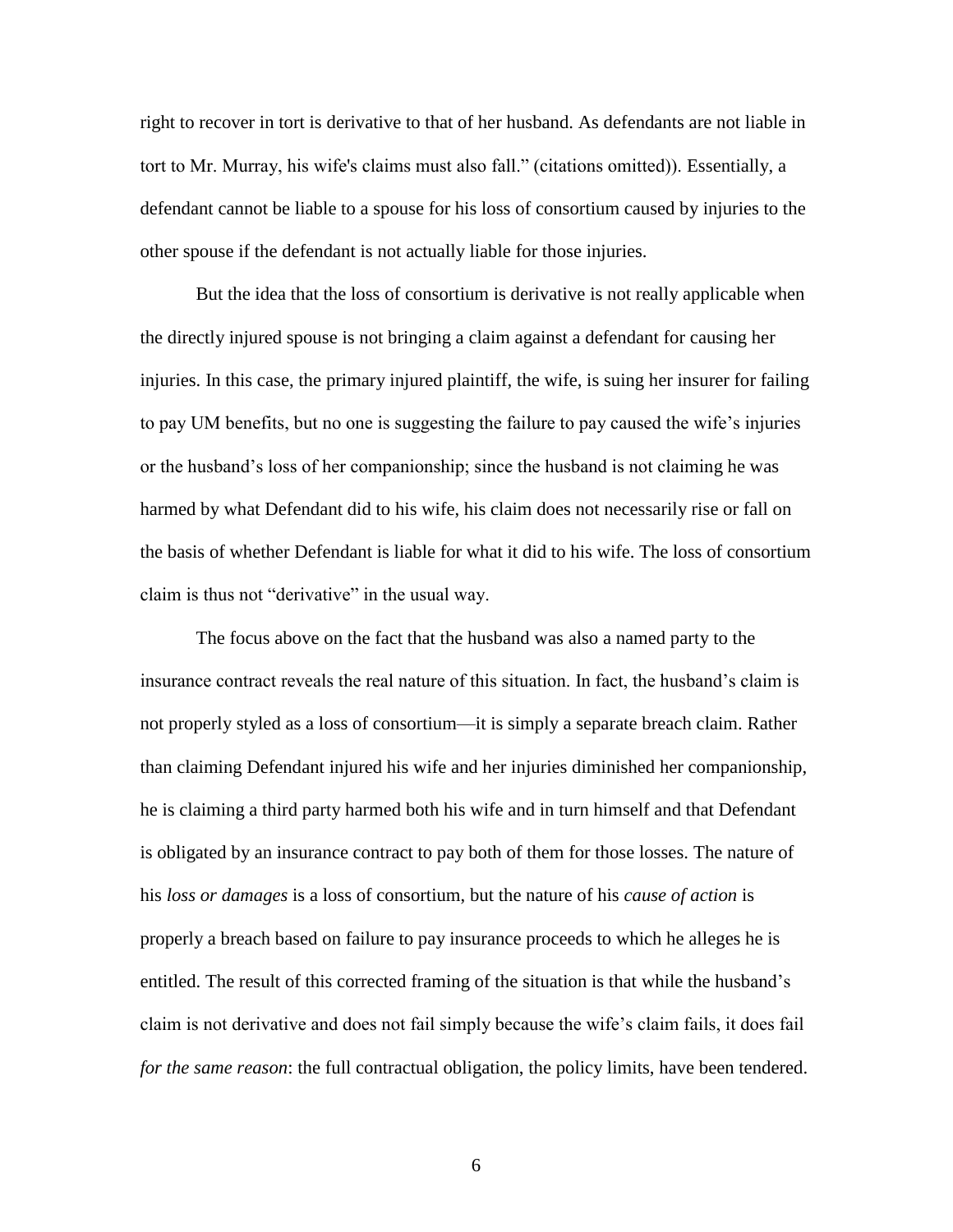right to recover in tort is derivative to that of her husband. As defendants are not liable in tort to Mr. Murray, his wife's claims must also fall." (citations omitted)). Essentially, a defendant cannot be liable to a spouse for his loss of consortium caused by injuries to the other spouse if the defendant is not actually liable for those injuries.

But the idea that the loss of consortium is derivative is not really applicable when the directly injured spouse is not bringing a claim against a defendant for causing her injuries. In this case, the primary injured plaintiff, the wife, is suing her insurer for failing to pay UM benefits, but no one is suggesting the failure to pay caused the wife's injuries or the husband's loss of her companionship; since the husband is not claiming he was harmed by what Defendant did to his wife, his claim does not necessarily rise or fall on the basis of whether Defendant is liable for what it did to his wife. The loss of consortium claim is thus not "derivative" in the usual way.

The focus above on the fact that the husband was also a named party to the insurance contract reveals the real nature of this situation. In fact, the husband's claim is not properly styled as a loss of consortium—it is simply a separate breach claim. Rather than claiming Defendant injured his wife and her injuries diminished her companionship, he is claiming a third party harmed both his wife and in turn himself and that Defendant is obligated by an insurance contract to pay both of them for those losses. The nature of his *loss or damages* is a loss of consortium, but the nature of his *cause of action* is properly a breach based on failure to pay insurance proceeds to which he alleges he is entitled. The result of this corrected framing of the situation is that while the husband's claim is not derivative and does not fail simply because the wife's claim fails, it does fail *for the same reason*: the full contractual obligation, the policy limits, have been tendered.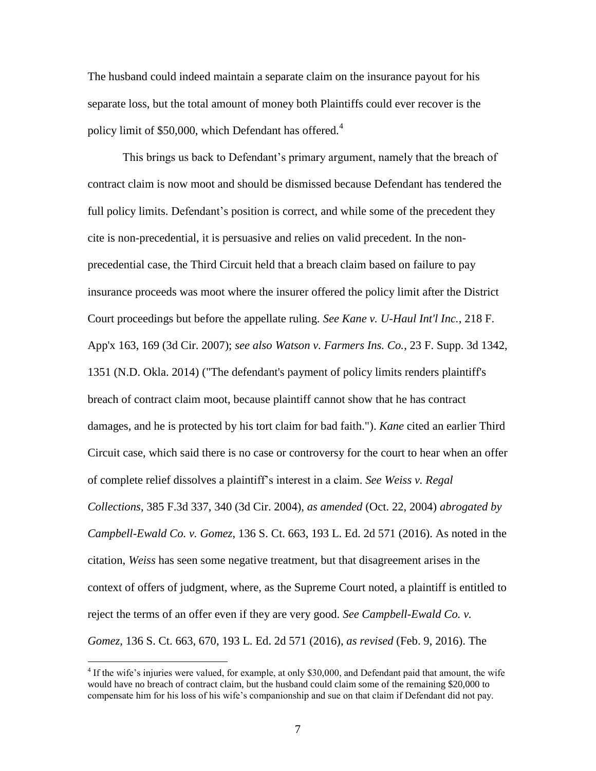The husband could indeed maintain a separate claim on the insurance payout for his separate loss, but the total amount of money both Plaintiffs could ever recover is the policy limit of $50,000, which Defendant has offered.[4]

This brings us back to Defendant's primary argument, namely that the breach of contract claim is now moot and should be dismissed because Defendant has tendered the full policy limits. Defendant's position is correct, and while some of the precedent they cite is non-precedential, it is persuasive and relies on valid precedent. In the non-precedential case, the Third Circuit held that a breach claim based on failure to pay insurance proceeds was moot where the insurer offered the policy limit after the District Court proceedings but before the appellate ruling. *See Kane v. U-Haul Int'l Inc.*, 218 F. App'x 163, 169 (3d Cir. 2007); *see also Watson v. Farmers Ins. Co.*, 23 F. Supp. 3d 1342, 1351 (N.D. Okla. 2014) ("The defendant's payment of policy limits renders plaintiff's breach of contract claim moot, because plaintiff cannot show that he has contract damages, and he is protected by his tort claim for bad faith."). *Kane* cited an earlier Third Circuit case, which said there is no case or controversy for the court to hear when an offer of complete relief dissolves a plaintiff's interest in a claim. *See Weiss v. Regal Collections*, 385 F.3d 337, 340 (3d Cir. 2004), *as amended* (Oct. 22, 2004) *abrogated by Campbell-Ewald Co. v. Gomez*, 136 S. Ct. 663, 193 L. Ed. 2d 571 (2016). As noted in the citation, *Weiss* has seen some negative treatment, but that disagreement arises in the context of offers of judgment, where, as the Supreme Court noted, a plaintiff is entitled to reject the terms of an offer even if they are very good. *See Campbell-Ewald Co. v. Gomez*, 136 S. Ct. 663, 670, 193 L. Ed. 2d 571 (2016), *as revised* (Feb. 9, 2016). The

[4] If the wife's injuries were valued, for example, at only $30,000, and Defendant paid that amount, the wife would have no breach of contract claim, but the husband could claim some of the remaining $20,000 to compensate him for his loss of his wife's companionship and sue on that claim if Defendant did not pay.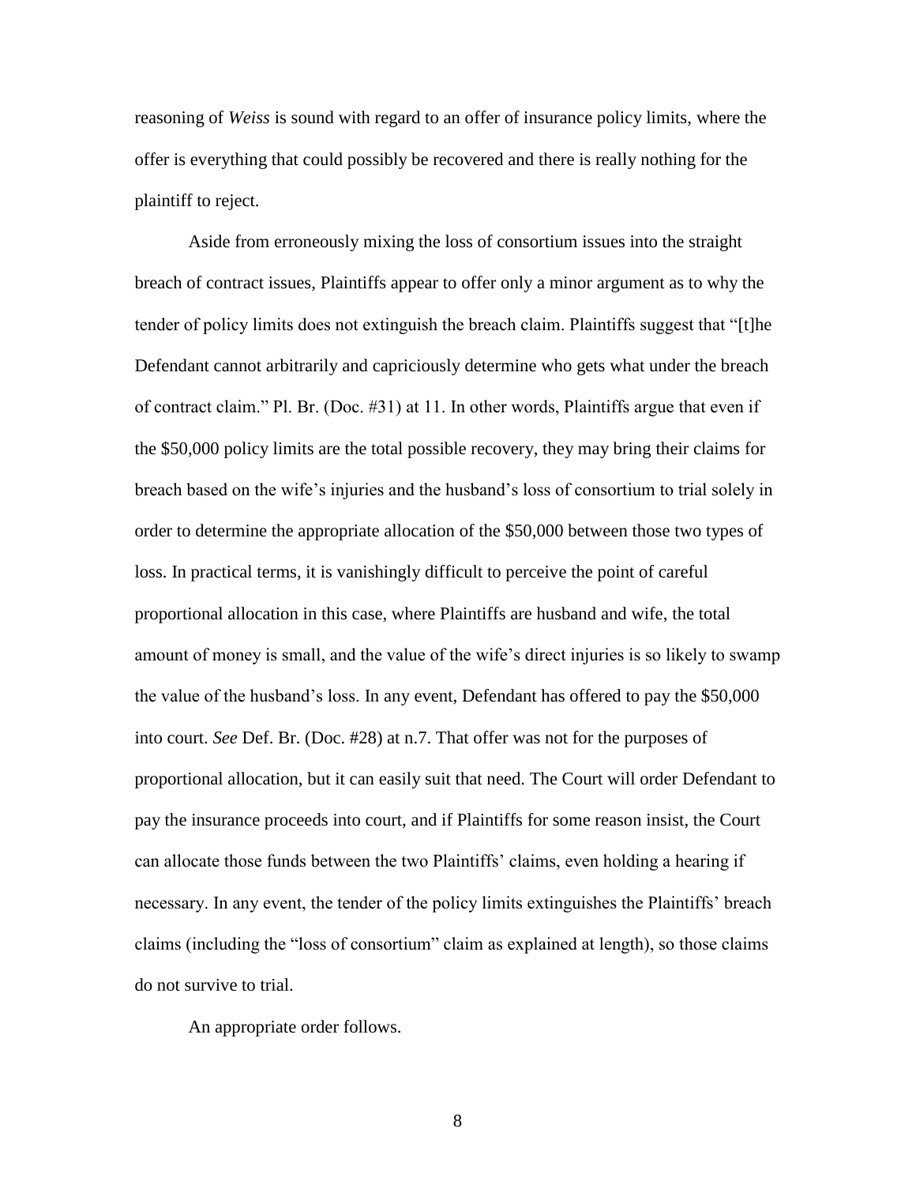reasoning of *Weiss* is sound with regard to an offer of insurance policy limits, where the offer is everything that could possibly be recovered and there is really nothing for the plaintiff to reject.

Aside from erroneously mixing the loss of consortium issues into the straight breach of contract issues, Plaintiffs appear to offer only a minor argument as to why the tender of policy limits does not extinguish the breach claim. Plaintiffs suggest that "[t]he Defendant cannot arbitrarily and capriciously determine who gets what under the breach of contract claim." Pl. Br. (Doc. #31) at 11. In other words, Plaintiffs argue that even if the $50,000 policy limits are the total possible recovery, they may bring their claims for breach based on the wife's injuries and the husband's loss of consortium to trial solely in order to determine the appropriate allocation of the $50,000 between those two types of loss. In practical terms, it is vanishingly difficult to perceive the point of careful proportional allocation in this case, where Plaintiffs are husband and wife, the total amount of money is small, and the value of the wife's direct injuries is so likely to swamp the value of the husband's loss. In any event, Defendant has offered to pay the $50,000 into court. *See* Def. Br. (Doc. #28) at n.7. That offer was not for the purposes of proportional allocation, but it can easily suit that need. The Court will order Defendant to pay the insurance proceeds into court, and if Plaintiffs for some reason insist, the Court can allocate those funds between the two Plaintiffs' claims, even holding a hearing if necessary. In any event, the tender of the policy limits extinguishes the Plaintiffs' breach claims (including the "loss of consortium" claim as explained at length), so those claims do not survive to trial.

An appropriate order follows.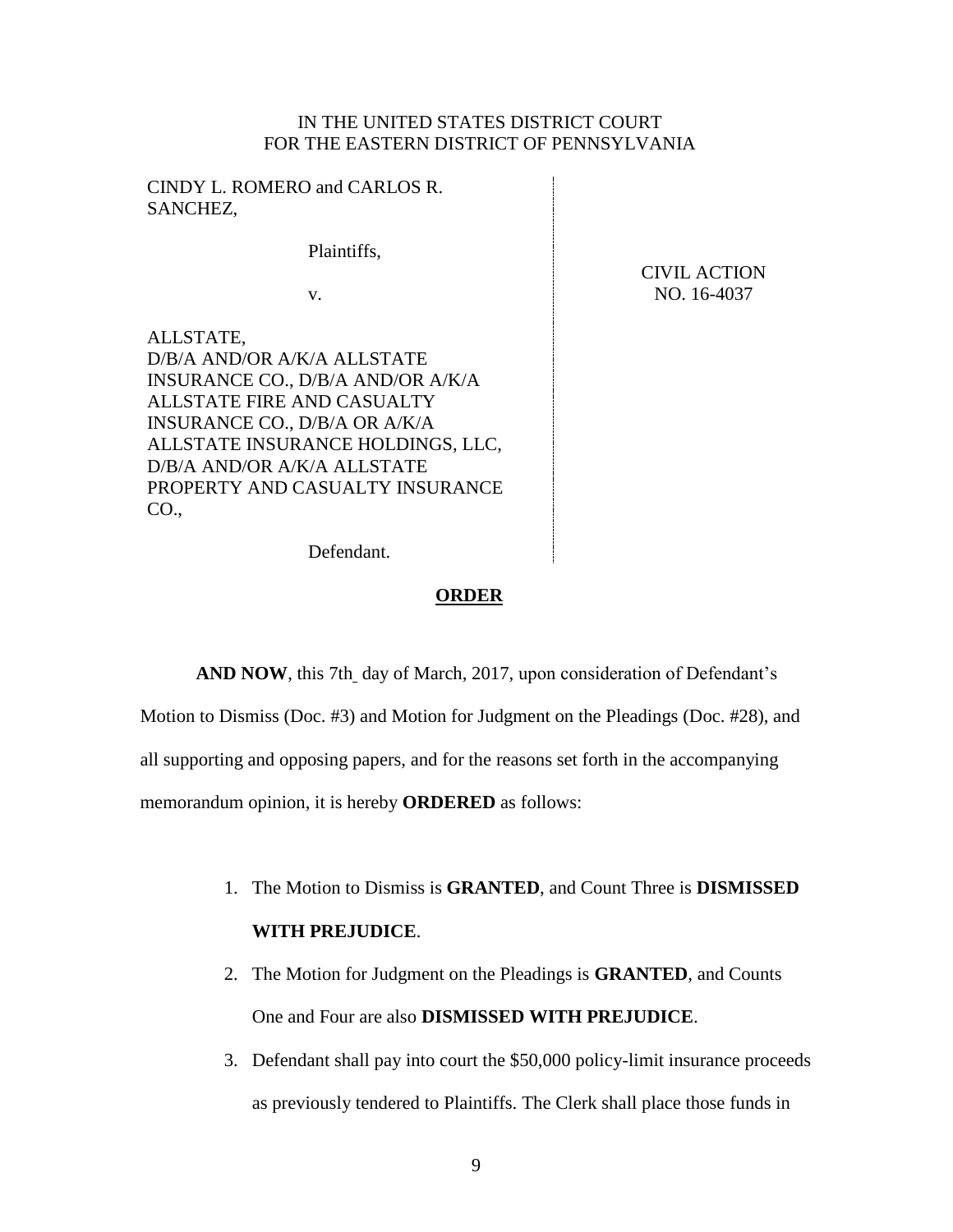IN THE UNITED STATES DISTRICT COURT
FOR THE EASTERN DISTRICT OF PENNSYLVANIA

| | |
|---|---|
| CINDY L. ROMERO and CARLOS R. SANCHEZ,<br><br>Plaintiffs,<br><br>v.<br><br>ALLSTATE, D/B/A AND/OR A/K/A ALLSTATE INSURANCE CO., D/B/A AND/OR A/K/A ALLSTATE FIRE AND CASUALTY INSURANCE CO., D/B/A OR A/K/A ALLSTATE INSURANCE HOLDINGS, LLC, D/B/A AND/OR A/K/A ALLSTATE PROPERTY AND CASUALTY INSURANCE CO.,<br><br>Defendant. | CIVIL ACTION<br>NO. 16-4037 |

## ORDER

**AND NOW**, this 7th day of March, 2017, upon consideration of Defendant's Motion to Dismiss (Doc. #3) and Motion for Judgment on the Pleadings (Doc. #28), and all supporting and opposing papers, and for the reasons set forth in the accompanying memorandum opinion, it is hereby **ORDERED** as follows:

1. The Motion to Dismiss is **GRANTED**, and Count Three is **DISMISSED WITH PREJUDICE**.
2. The Motion for Judgment on the Pleadings is **GRANTED**, and Counts One and Four are also **DISMISSED WITH PREJUDICE**.
3. Defendant shall pay into court the $50,000 policy-limit insurance proceeds as previously tendered to Plaintiffs. The Clerk shall place those funds in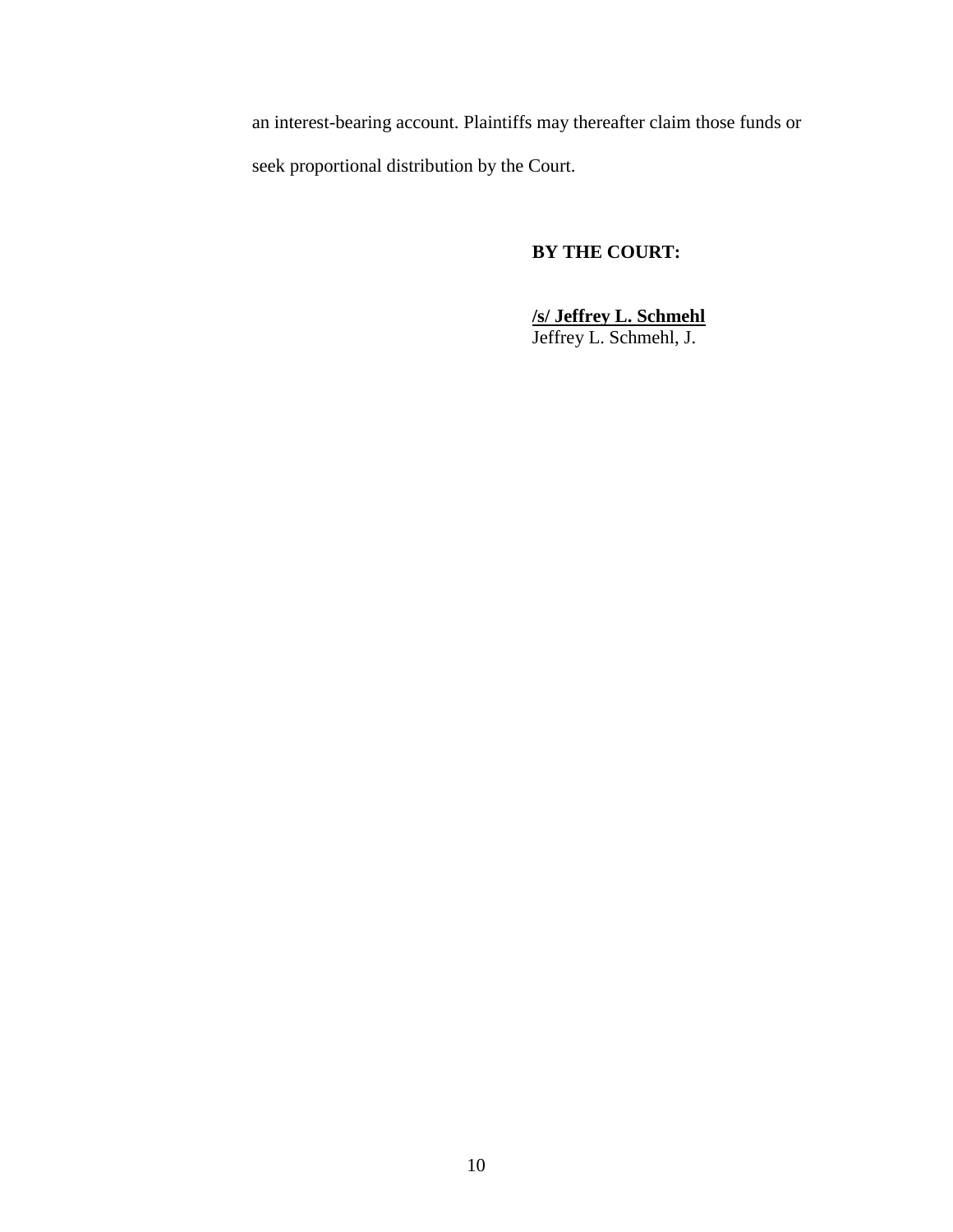an interest-bearing account. Plaintiffs may thereafter claim those funds or seek proportional distribution by the Court.

**BY THE COURT:**

**/s/ Jeffrey L. Schmehl**
Jeffrey L. Schmehl, J.